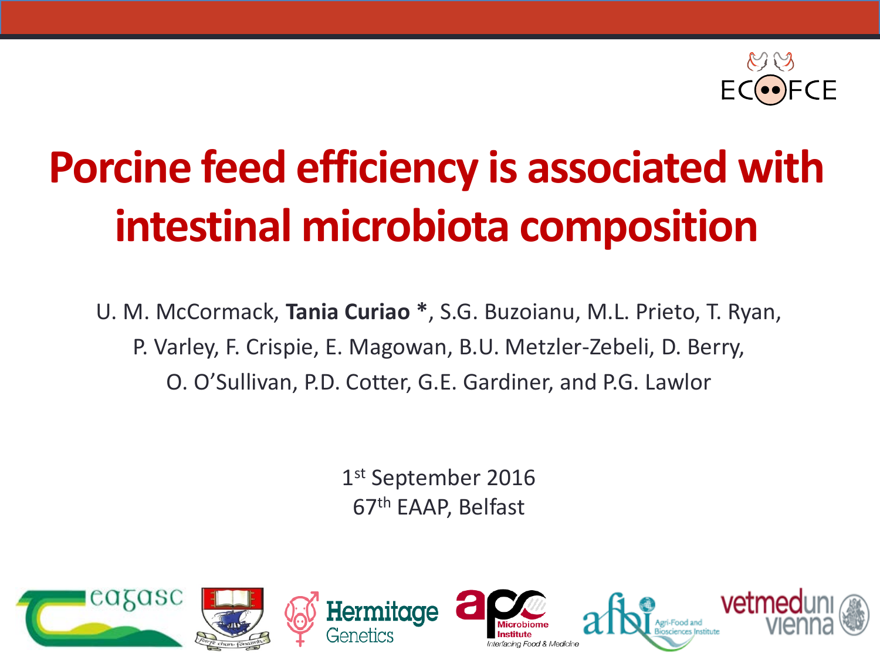# Porcine feed efficiency is associated with intestinal microbiota composition

U. M. McCormack, **Tania Curiao ***, S.G. Buzoianu, M.L. Prieto, T. Ryan, P. Varley, F. Crispie, E. Magowan, B.U. Metzler-Zebeli, D. Berry, O. O'Sullivan, P.D. Cotter, G.E. Gardiner, and P.G. Lawlor

1st September 2016
67th EAAP, Belfast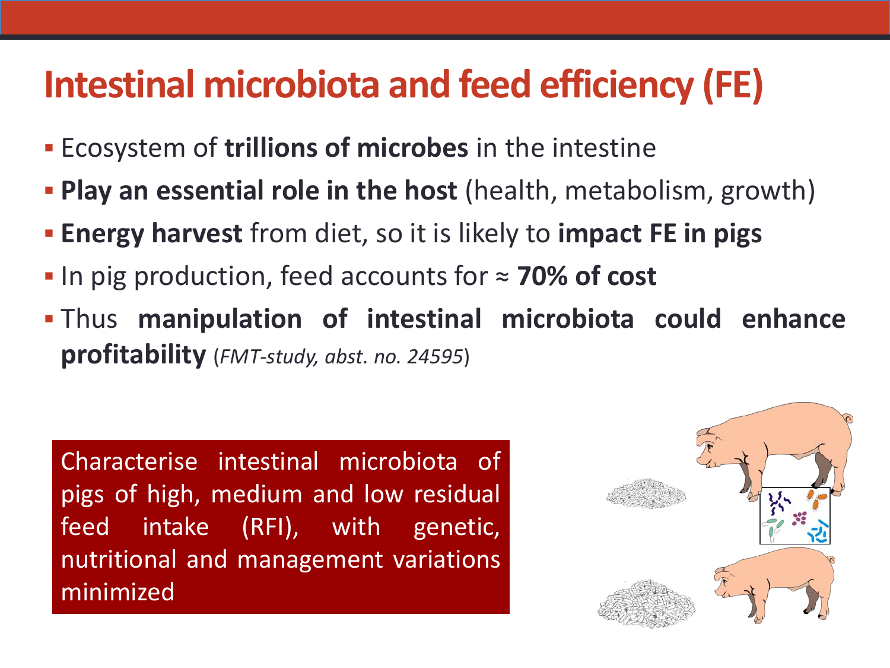# Intestinal microbiota and feed efficiency (FE)

- Ecosystem of **trillions of microbes** in the intestine
- **Play an essential role in the host** (health, metabolism, growth)
- **Energy harvest** from diet, so it is likely to **impact FE in pigs**
- In pig production, feed accounts for ≈ **70% of cost**
- Thus **manipulation of intestinal microbiota could enhance profitability** (*FMT-study, abst. no. 24595*)

Characterise intestinal microbiota of pigs of high, medium and low residual feed intake (RFI), with genetic, nutritional and management variations minimized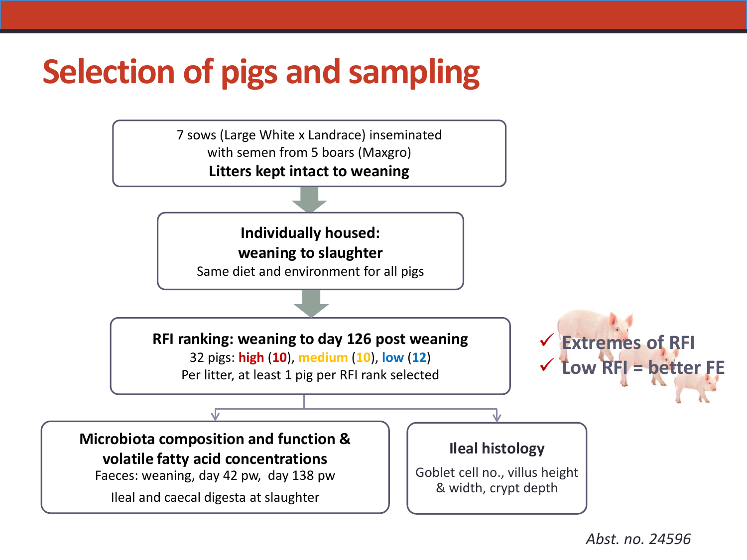# Selection of pigs and sampling

7 sows (Large White x Landrace) inseminated with semen from 5 boars (Maxgro)
**Litters kept intact to weaning**

↓

**Individually housed: weaning to slaughter**
Same diet and environment for all pigs

↓

**RFI ranking: weaning to day 126 post weaning**
32 pigs: **high** (**10**), **medium** (**10**), **low** (**12**)
Per litter, at least 1 pig per RFI rank selected

↓

**Microbiota composition and function & volatile fatty acid concentrations**
Faeces: weaning, day 42 pw, day 138 pw
Ileal and caecal digesta at slaughter

**Ileal histology**
Goblet cell no., villus height & width, crypt depth

- ✓ Extremes of RFI
- ✓ Low RFI = better FE

*Abst. no. 24596*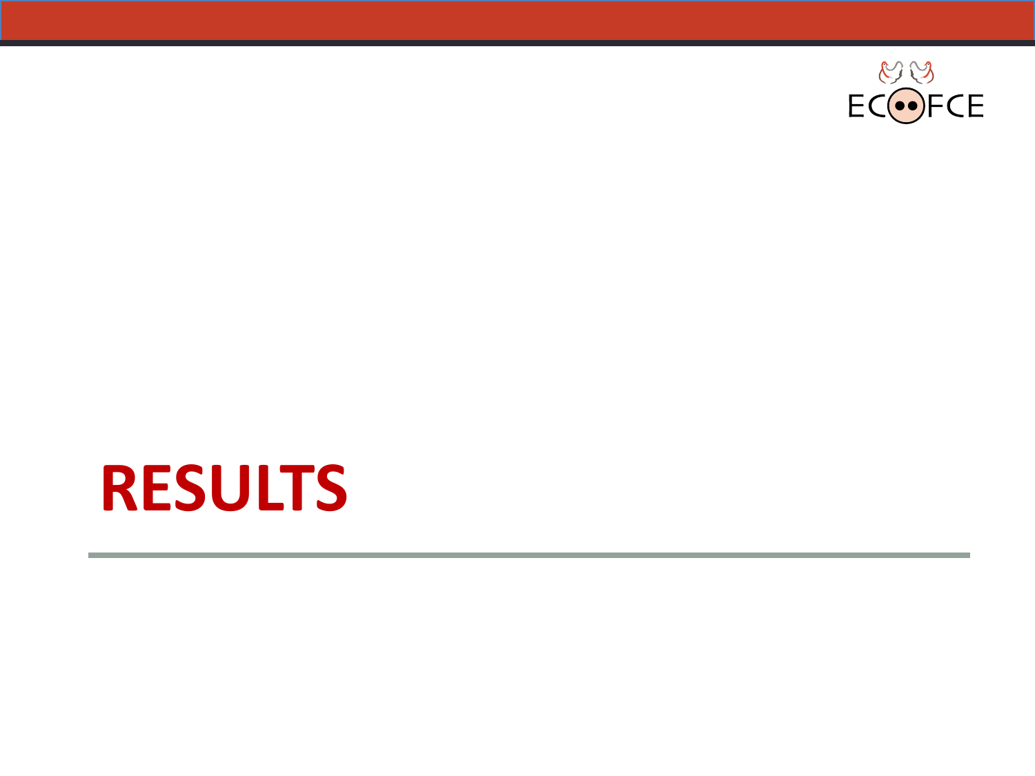# RESULTS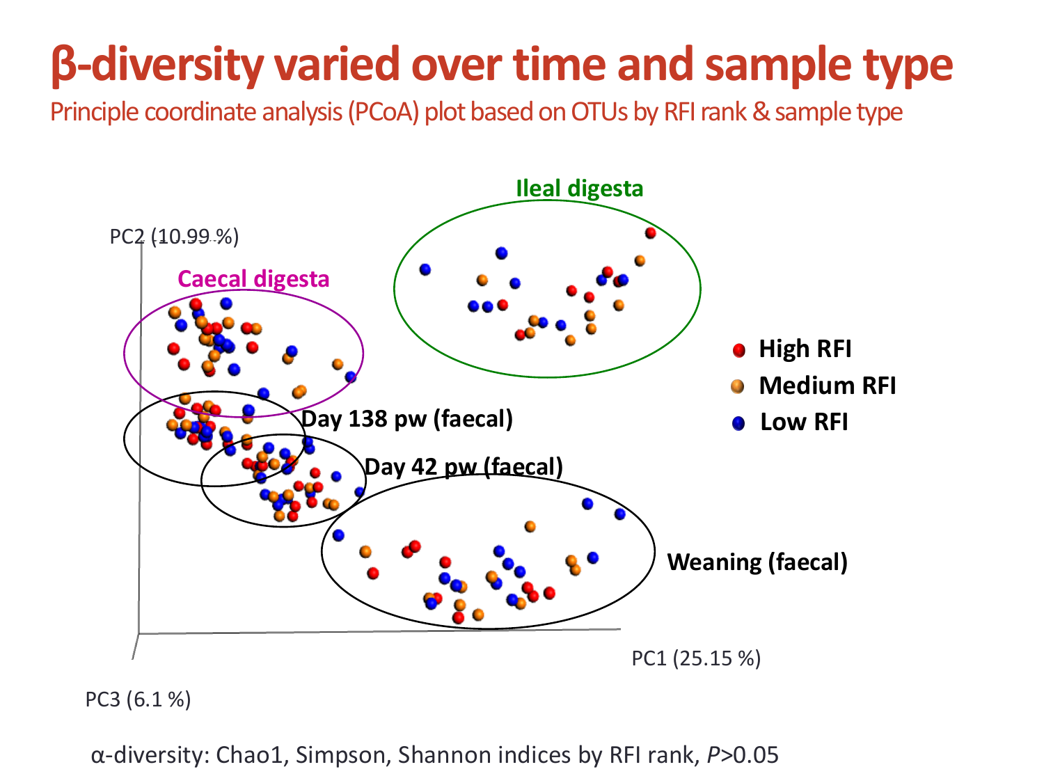# β-diversity varied over time and sample type

Principle coordinate analysis (PCoA) plot based on OTUs by RFI rank & sample type

PC2 (10.99 %)

PC1 (25.15 %)

PC3 (6.1 %)

Ileal digesta

Caecal digesta

Day 138 pw (faecal)

Day 42 pw (faecal)

Weaning (faecal)

- High RFI
- Medium RFI
- Low RFI

α-diversity: Chao1, Simpson, Shannon indices by RFI rank, $P>0.05$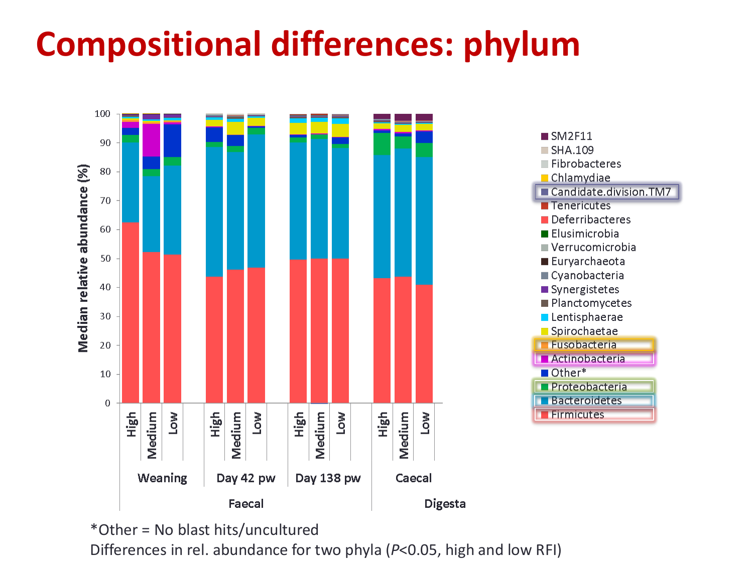# Compositional differences: phylum

*Other = No blast hits/uncultured

Differences in rel. abundance for two phyla ($P$<0.05, high and low RFI)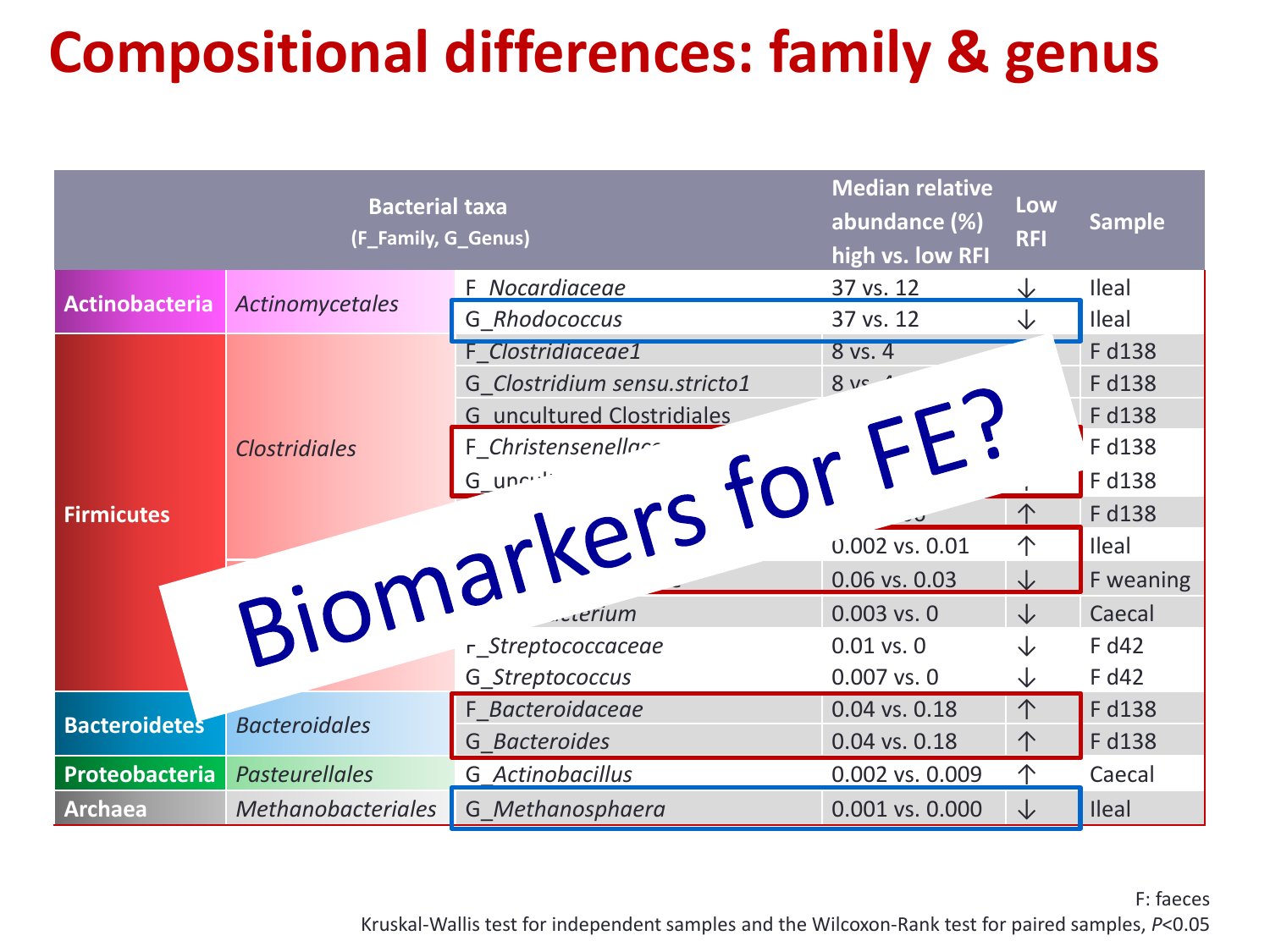# Compositional differences: family & genus

| Bacterial taxa (F_Family, G_Genus) | | | Median relative abundance (%) high vs. low RFI | Low RFI | Sample |
|---|---|---|---|---|---|
| Actinobacteria | *Actinomycetales* | F_*Nocardiaceae* | 37 vs. 12 | ↓ | Ileal |
| | | G_*Rhodococcus* | 37 vs. 12 | ↓ | Ileal |
| Firmicutes | *Clostridiales* | F_*Clostridiaceae1* | 8 vs. 4 | | F d138 |
| | | G_*Clostridium sensu.stricto1* | 8 vs. 4 | | F d138 |
| | | G_uncultured Clostridiales | | | F d138 |
| | | F_*Christensenellac*... | | | F d138 |
| | | G_uncul... | | ↓ | F d138 |
| | | | | ↑ | F d138 |
| | | | 0.002 vs. 0.01 | ↑ | Ileal |
| | | | 0.06 vs. 0.03 | ↓ | F weaning |
| | | ...*cterium* | 0.003 vs. 0 | ↓ | Caecal |
| | | F_*Streptococcaceae* | 0.01 vs. 0 | ↓ | F d42 |
| | | G_*Streptococcus* | 0.007 vs. 0 | ↓ | F d42 |
| Bacteroidetes | *Bacteroidales* | F_*Bacteroidaceae* | 0.04 vs. 0.18 | ↑ | F d138 |
| | | G_*Bacteroides* | 0.04 vs. 0.18 | ↑ | F d138 |
| Proteobacteria | *Pasteurellales* | G_*Actinobacillus* | 0.002 vs. 0.009 | ↑ | Caecal |
| Archaea | *Methanobacteriales* | G_*Methanosphaera* | 0.001 vs. 0.000 | ↓ | Ileal |

Biomarkers for FE?

F: faeces

Kruskal-Wallis test for independent samples and the Wilcoxon-Rank test for paired samples, $P<0.05$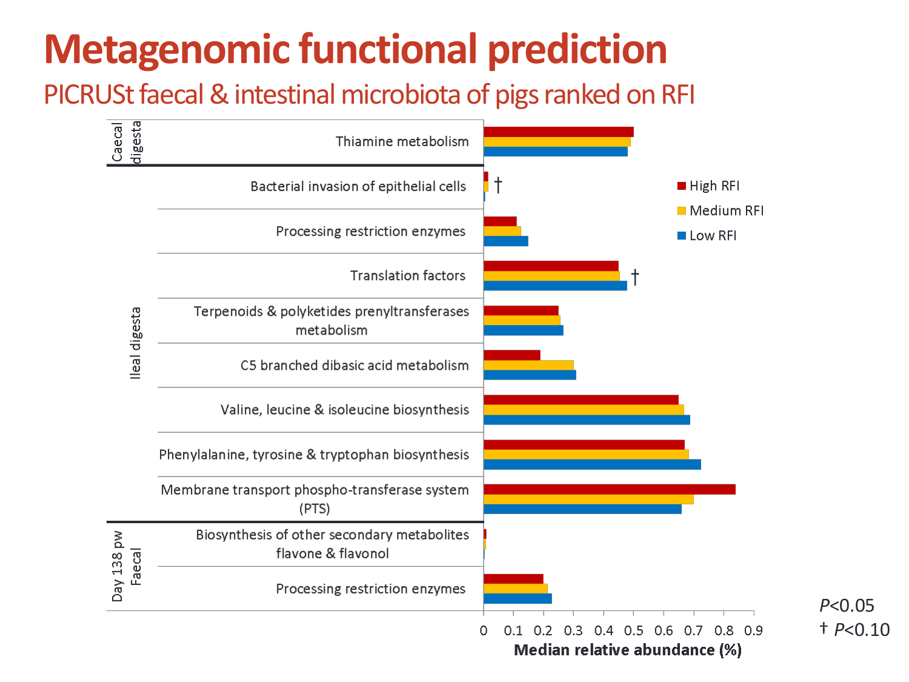# Metagenomic functional prediction

## PICRUSt faecal & intestinal microbiota of pigs ranked on RFI

| Section | Pathway | Significance |
|---|---|---|
| Caecal digesta | Thiamine metabolism | |
| Ileal digesta | Bacterial invasion of epithelial cells | † |
| Ileal digesta | Processing restriction enzymes | |
| Ileal digesta | Translation factors | † |
| Ileal digesta | Terpenoids & polyketides prenyltransferases metabolism | |
| Ileal digesta | C5 branched dibasic acid metabolism | |
| Ileal digesta | Valine, leucine & isoleucine biosynthesis | |
| Ileal digesta | Phenylalanine, tyrosine & tryptophan biosynthesis | |
| Ileal digesta | Membrane transport phospho-transferase system (PTS) | |
| Day 138 pw Faecal | Biosynthesis of other secondary metabolites flavone & flavonol | |
| Day 138 pw Faecal | Processing restriction enzymes | |

Legend: High RFI; Medium RFI; Low RFI

Median relative abundance (%): 0, 0.1, 0.2, 0.3, 0.4, 0.5, 0.6, 0.7, 0.8, 0.9

*P*<0.05
† *P*<0.10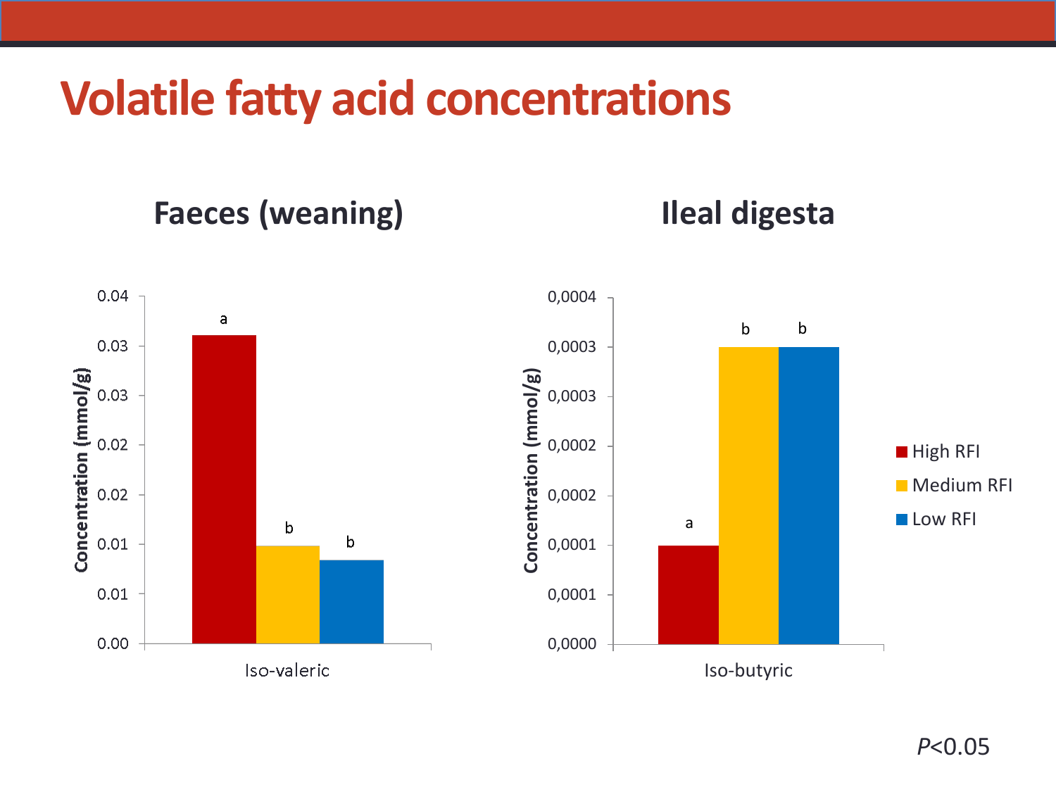# Volatile fatty acid concentrations

## Faeces (weaning)

Concentration (mmol/g)

0.04
0.03
0.03
0.02
0.02
0.01
0.01
0.00

Iso-valeric

a b b

## Ileal digesta

Concentration (mmol/g)

0,0004
0,0003
0,0003
0,0002
0,0002
0,0001
0,0001
0,0000

Iso-butyric

a b b

- High RFI
- Medium RFI
- Low RFI

$P<0.05$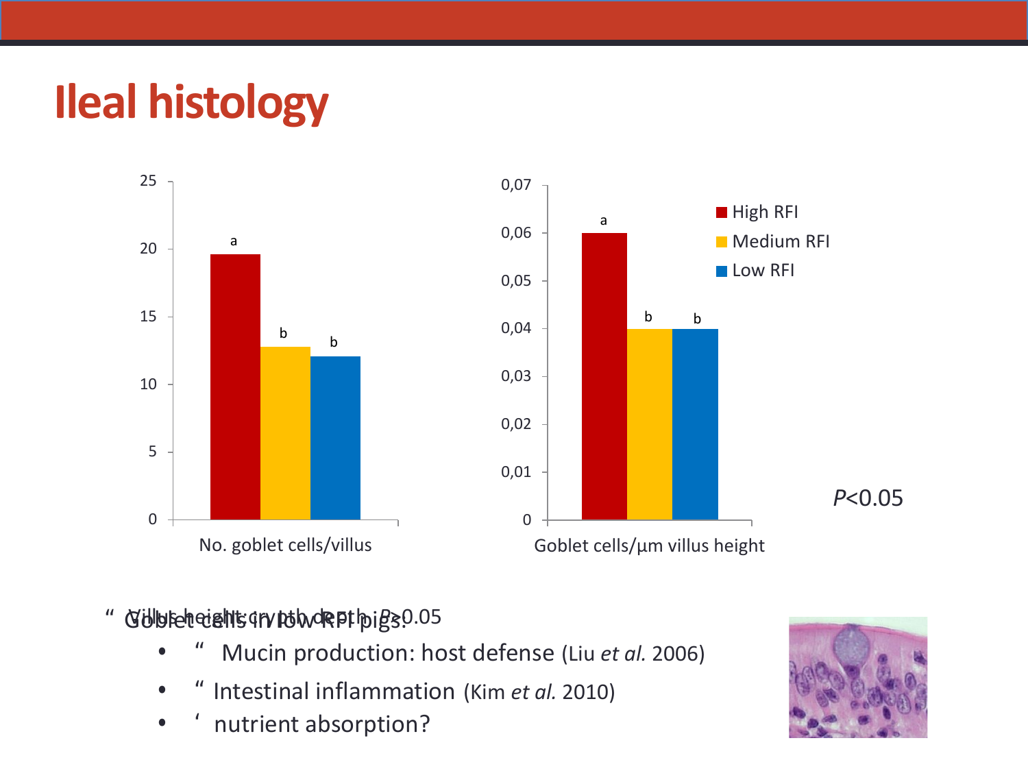# Ileal histology

| | High RFI | Medium RFI | Low RFI |
|---|---|---|---|
| No. goblet cells/villus | a | b | b |
| Goblet cells/µm villus height | a | b | b |

*P*<0.05

- Villus height: crypth depth: *P*>0.05
- Goblet cells in low RFI pigs:
  - Mucin production: host defense (Liu *et al.* 2006)
  - Intestinal inflammation (Kim *et al.* 2010)
  - nutrient absorption?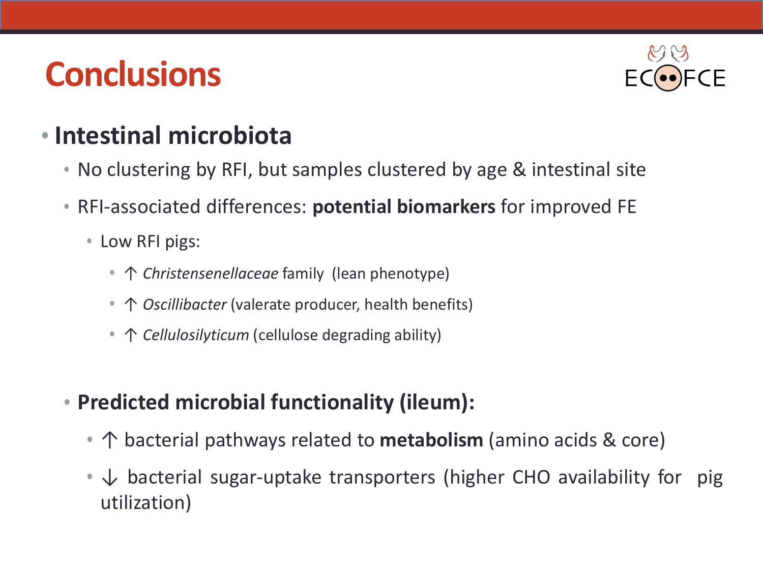# Conclusions

- **Intestinal microbiota**
  - No clustering by RFI, but samples clustered by age & intestinal site
  - RFI-associated differences: **potential biomarkers** for improved FE
    - Low RFI pigs:
      - ↑ *Christensenellaceae* family (lean phenotype)
      - ↑ *Oscillibacter* (valerate producer, health benefits)
      - ↑ *Cellulosilyticum* (cellulose degrading ability)
  - **Predicted microbial functionality (ileum):**
    - ↑ bacterial pathways related to **metabolism** (amino acids & core)
    - ↓ bacterial sugar-uptake transporters (higher CHO availability for pig utilization)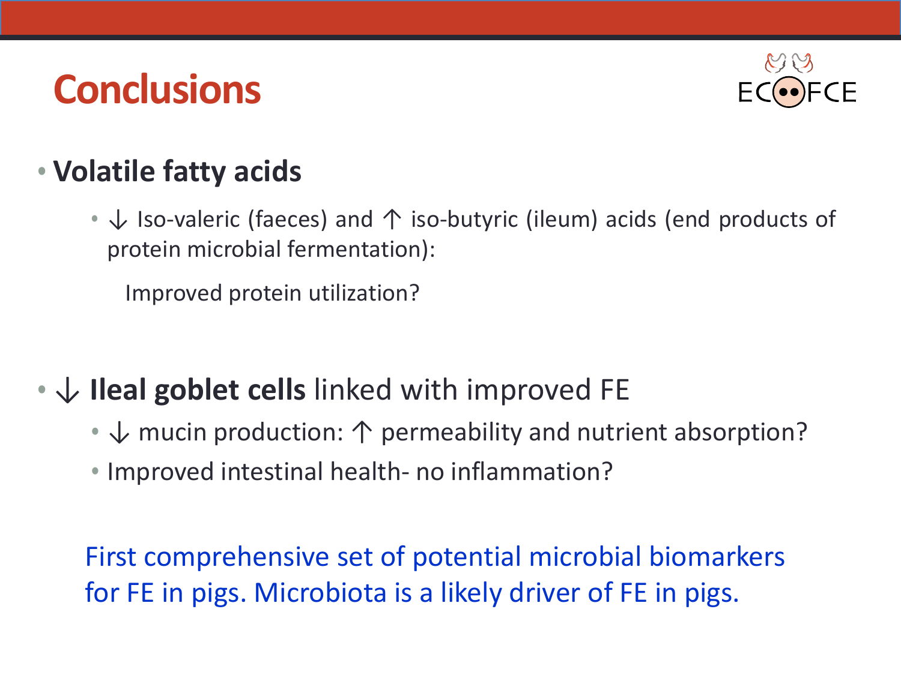# Conclusions

ECOFCE

- **Volatile fatty acids**
  - ↓ Iso-valeric (faeces) and ↑ iso-butyric (ileum) acids (end products of protein microbial fermentation):

    Improved protein utilization?

- ↓ **Ileal goblet cells** linked with improved FE
  - ↓ mucin production: ↑ permeability and nutrient absorption?
  - Improved intestinal health- no inflammation?

First comprehensive set of potential microbial biomarkers for FE in pigs. Microbiota is a likely driver of FE in pigs.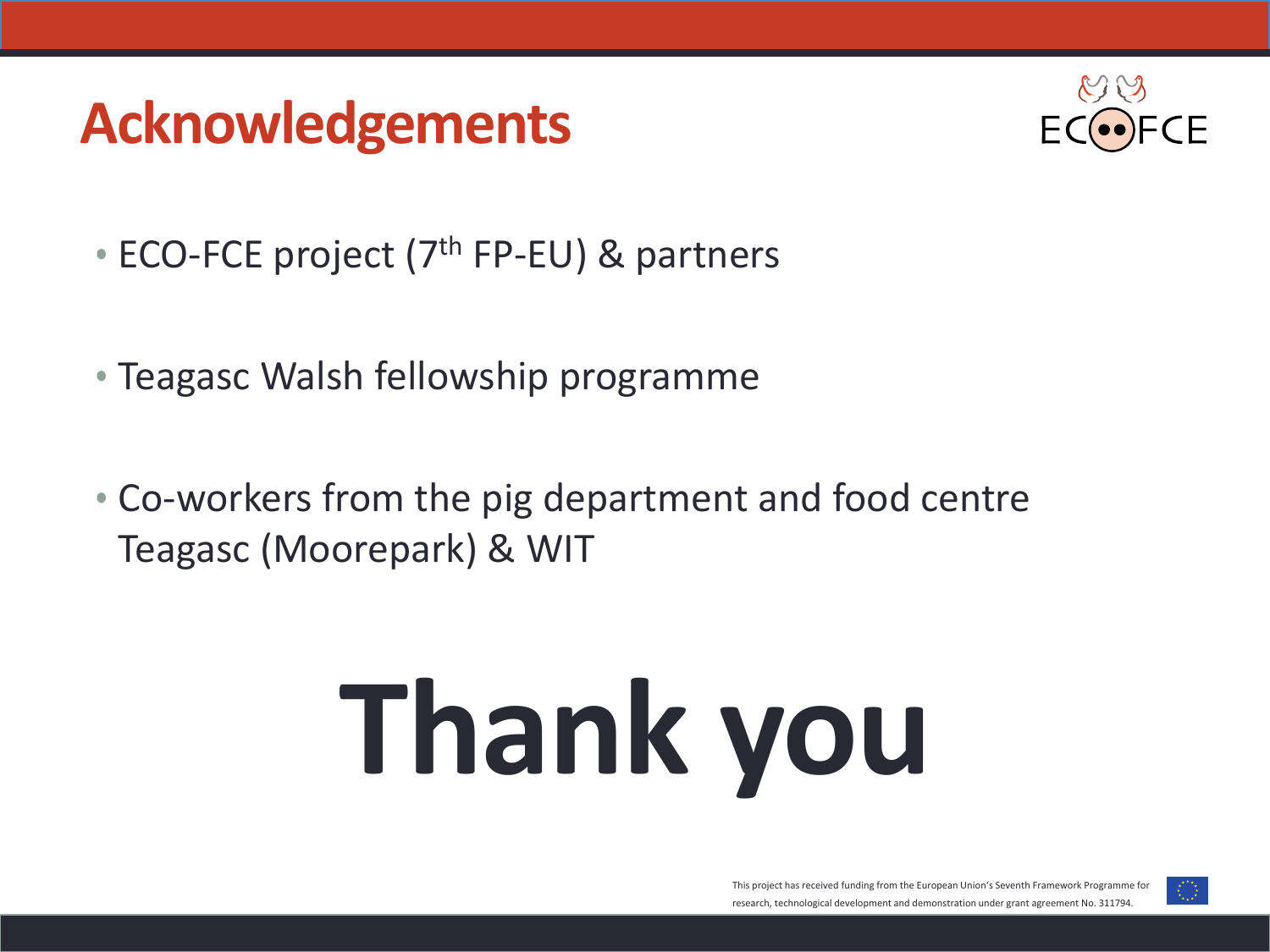# Acknowledgements

- ECO-FCE project ($7^{th}$ FP-EU) & partners
- Teagasc Walsh fellowship programme
- Co-workers from the pig department and food centre Teagasc (Moorepark) & WIT

# Thank you

This project has received funding from the European Union's Seventh Framework Programme for research, technological development and demonstration under grant agreement No. 311794.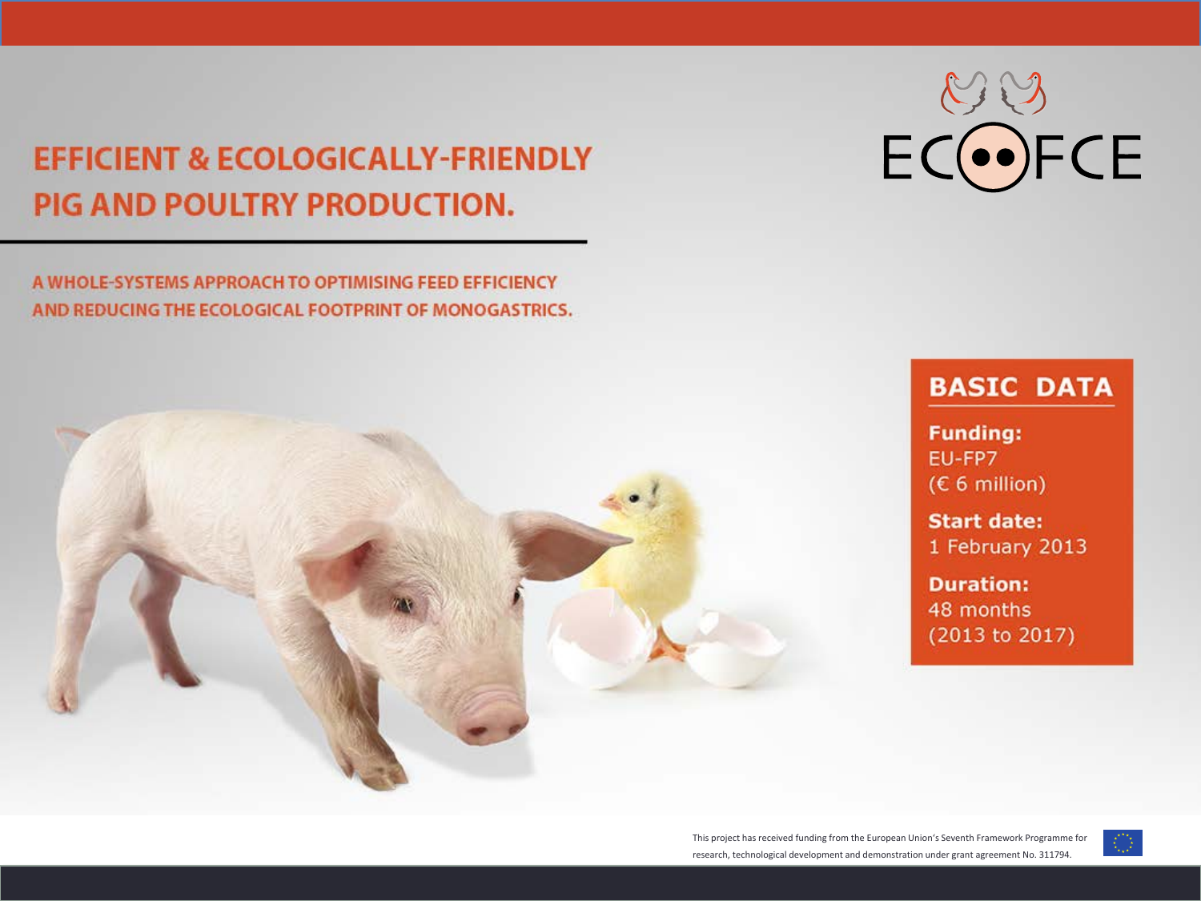# EFFICIENT & ECOLOGICALLY-FRIENDLY PIG AND POULTRY PRODUCTION.

ECOFCE

A WHOLE-SYSTEMS APPROACH TO OPTIMISING FEED EFFICIENCY AND REDUCING THE ECOLOGICAL FOOTPRINT OF MONOGASTRICS.

## BASIC DATA

**Funding:**
EU-FP7
(€ 6 million)

**Start date:**
1 February 2013

**Duration:**
48 months
(2013 to 2017)

This project has received funding from the European Union's Seventh Framework Programme for research, technological development and demonstration under grant agreement No. 311794.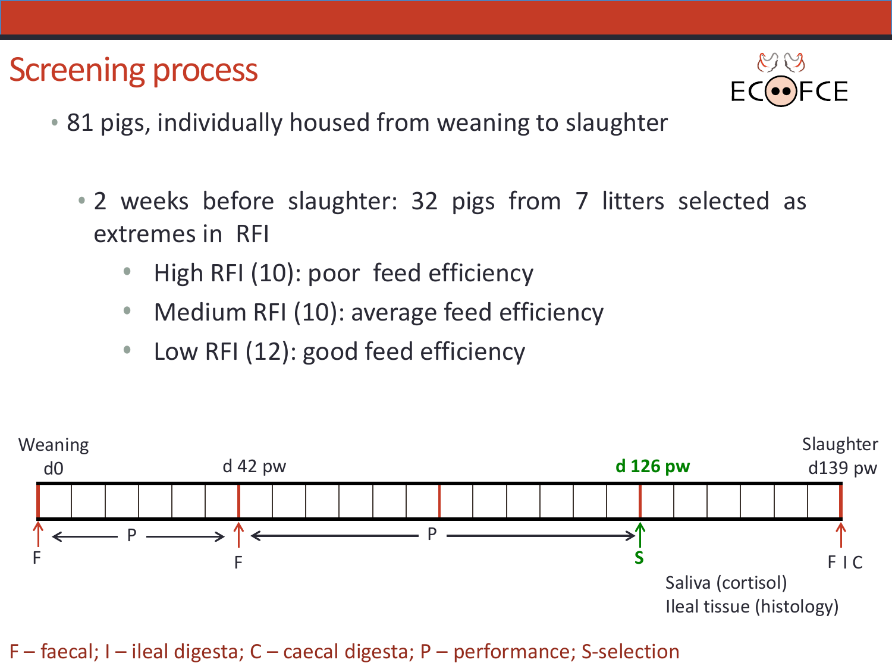# Screening process

- 81 pigs, individually housed from weaning to slaughter
  - 2 weeks before slaughter: 32 pigs from 7 litters selected as extremes in RFI
    - High RFI (10): poor feed efficiency
    - Medium RFI (10): average feed efficiency
    - Low RFI (12): good feed efficiency

Weaning d0 — d 42 pw — **d 126 pw** — Slaughter d139 pw

F ← P → F ← P → **S** ... F I C

Saliva (cortisol)
Ileal tissue (histology)

F – faecal; I – ileal digesta; C – caecal digesta; P – performance; S-selection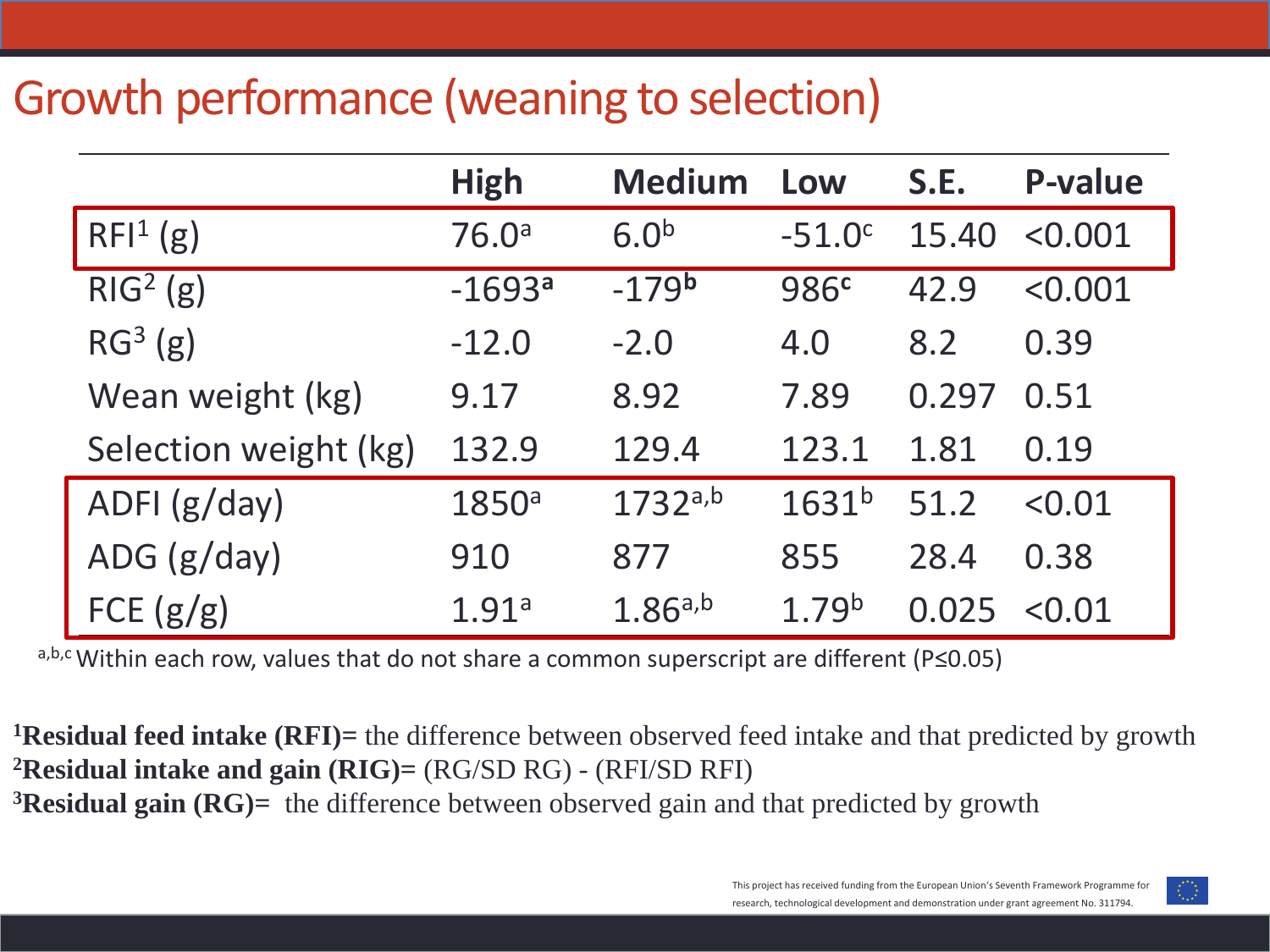# Growth performance (weaning to selection)

| | High | Medium | Low | S.E. | P-value |
|---|---|---|---|---|---|
| RFI[1] (g) | 76.0[a] | 6.0[b] | -51.0[c] | 15.40 | <0.001 |
| RIG[2] (g) | -1693[a] | -179[b] | 986[c] | 42.9 | <0.001 |
| RG[3] (g) | -12.0 | -2.0 | 4.0 | 8.2 | 0.39 |
| Wean weight (kg) | 9.17 | 8.92 | 7.89 | 0.297 | 0.51 |
| Selection weight (kg) | 132.9 | 129.4 | 123.1 | 1.81 | 0.19 |
| ADFI (g/day) | 1850[a] | 1732[a,b] | 1631[b] | 51.2 | <0.01 |
| ADG (g/day) | 910 | 877 | 855 | 28.4 | 0.38 |
| FCE (g/g) | 1.91[a] | 1.86[a,b] | 1.79[b] | 0.025 | <0.01 |

[a,b,c] Within each row, values that do not share a common superscript are different (P≤0.05)

[1]**Residual feed intake (RFI)=** the difference between observed feed intake and that predicted by growth
[2]**Residual intake and gain (RIG)=** (RG/SD RG) - (RFI/SD RFI)
[3]**Residual gain (RG)=** the difference between observed gain and that predicted by growth

This project has received funding from the European Union's Seventh Framework Programme for research, technological development and demonstration under grant agreement No. 311794.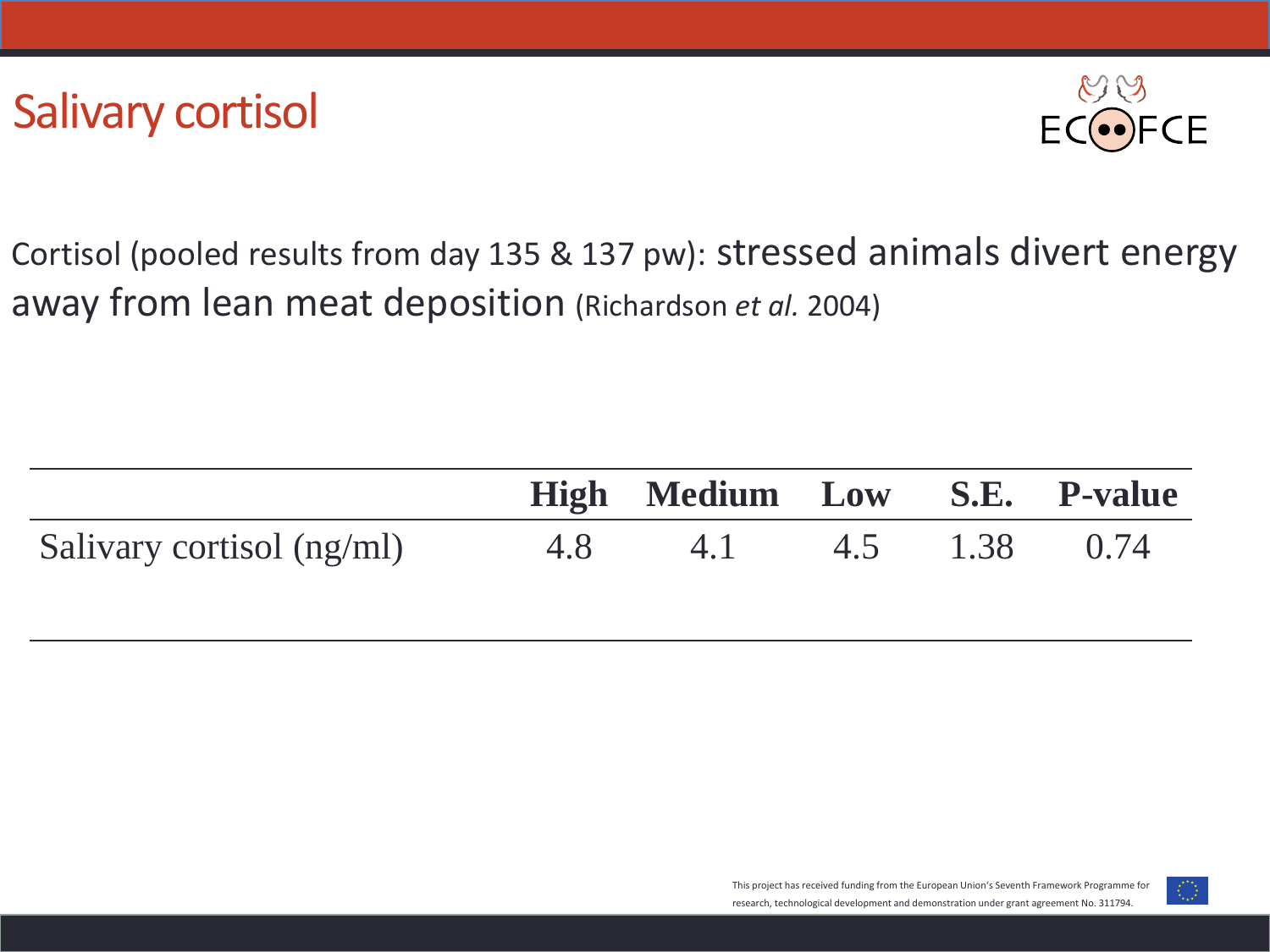# Salivary cortisol

Cortisol (pooled results from day 135 & 137 pw): stressed animals divert energy away from lean meat deposition (Richardson *et al.* 2004)

| | High | Medium | Low | S.E. | P-value |
|---|---|---|---|---|---|
| Salivary cortisol (ng/ml) | 4.8 | 4.1 | 4.5 | 1.38 | 0.74 |

This project has received funding from the European Union's Seventh Framework Programme for research, technological development and demonstration under grant agreement No. 311794.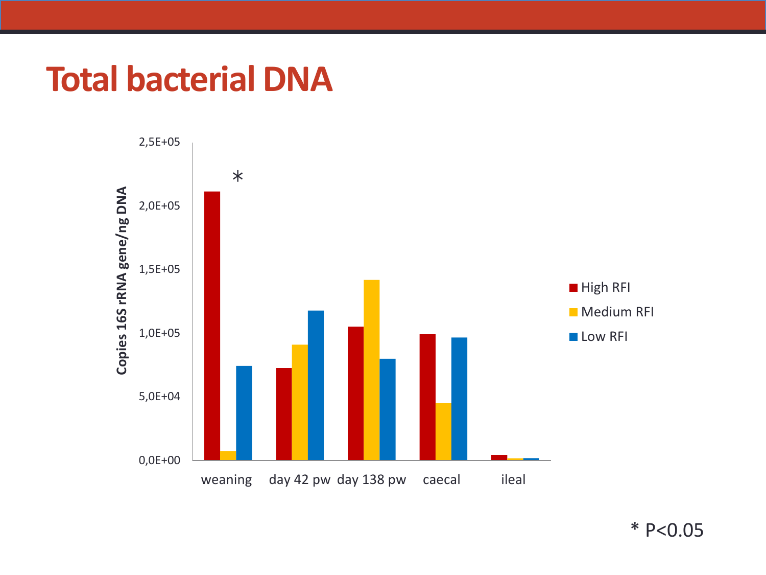# Total bacterial DNA

Copies 16S rRNA gene/ng DNA

2,5E+05

2,0E+05

1,5E+05

1,0E+05

5,0E+04

0,0E+00

*

weaning   day 42 pw   day 138 pw   caecal   ileal

High RFI

Medium RFI

Low RFI

* P<0.05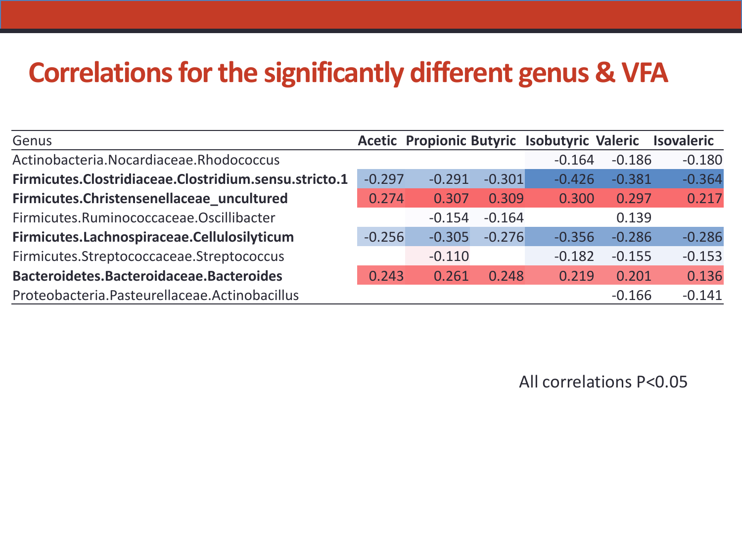# Correlations for the significantly different genus & VFA

| Genus | **Acetic** | **Propionic** | **Butyric** | **Isobutyric** | **Valeric** | **Isovaleric** |
|---|---|---|---|---|---|---|
| Actinobacteria.Nocardiaceae.Rhodococcus | | | | -0.164 | -0.186 | -0.180 |
| **Firmicutes.Clostridiaceae.Clostridium.sensu.stricto.1** | -0.297 | -0.291 | -0.301 | -0.426 | -0.381 | -0.364 |
| **Firmicutes.Christensenellaceae_uncultured** | 0.274 | 0.307 | 0.309 | 0.300 | 0.297 | 0.217 |
| Firmicutes.Ruminococcaceae.Oscillibacter | | -0.154 | -0.164 | | 0.139 | |
| **Firmicutes.Lachnospiraceae.Cellulosilyticum** | -0.256 | -0.305 | -0.276 | -0.356 | -0.286 | -0.286 |
| Firmicutes.Streptococcaceae.Streptococcus | | -0.110 | | -0.182 | -0.155 | -0.153 |
| **Bacteroidetes.Bacteroidaceae.Bacteroides** | 0.243 | 0.261 | 0.248 | 0.219 | 0.201 | 0.136 |
| Proteobacteria.Pasteurellaceae.Actinobacillus | | | | | -0.166 | -0.141 |

All correlations $P<0.05$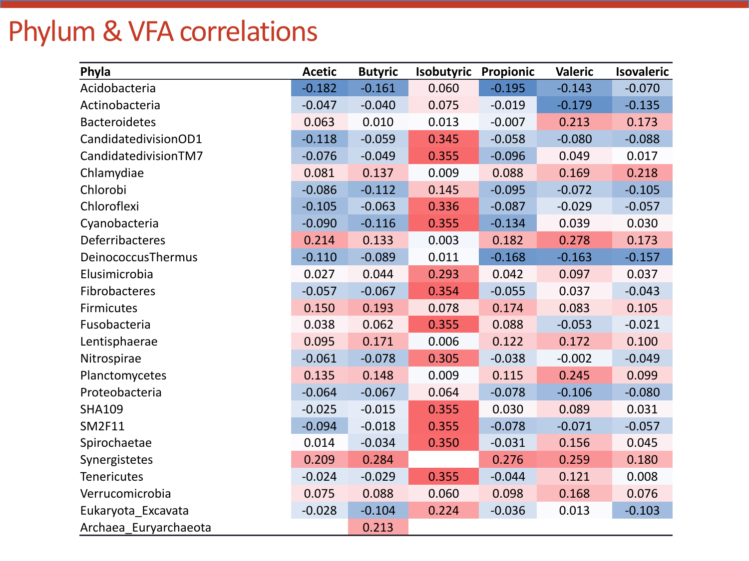# Phylum & VFA correlations

| Phyla | Acetic | Butyric | Isobutyric | Propionic | Valeric | Isovaleric |
|---|---|---|---|---|---|---|
| Acidobacteria | -0.182 | -0.161 | 0.060 | -0.195 | -0.143 | -0.070 |
| Actinobacteria | -0.047 | -0.040 | 0.075 | -0.019 | -0.179 | -0.135 |
| Bacteroidetes | 0.063 | 0.010 | 0.013 | -0.007 | 0.213 | 0.173 |
| CandidatedivisionOD1 | -0.118 | -0.059 | 0.345 | -0.058 | -0.080 | -0.088 |
| CandidatedivisionTM7 | -0.076 | -0.049 | 0.355 | -0.096 | 0.049 | 0.017 |
| Chlamydiae | 0.081 | 0.137 | 0.009 | 0.088 | 0.169 | 0.218 |
| Chlorobi | -0.086 | -0.112 | 0.145 | -0.095 | -0.072 | -0.105 |
| Chloroflexi | -0.105 | -0.063 | 0.336 | -0.087 | -0.029 | -0.057 |
| Cyanobacteria | -0.090 | -0.116 | 0.355 | -0.134 | 0.039 | 0.030 |
| Deferribacteres | 0.214 | 0.133 | 0.003 | 0.182 | 0.278 | 0.173 |
| DeinococcusThermus | -0.110 | -0.089 | 0.011 | -0.168 | -0.163 | -0.157 |
| Elusimicrobia | 0.027 | 0.044 | 0.293 | 0.042 | 0.097 | 0.037 |
| Fibrobacteres | -0.057 | -0.067 | 0.354 | -0.055 | 0.037 | -0.043 |
| Firmicutes | 0.150 | 0.193 | 0.078 | 0.174 | 0.083 | 0.105 |
| Fusobacteria | 0.038 | 0.062 | 0.355 | 0.088 | -0.053 | -0.021 |
| Lentisphaerae | 0.095 | 0.171 | 0.006 | 0.122 | 0.172 | 0.100 |
| Nitrospirae | -0.061 | -0.078 | 0.305 | -0.038 | -0.002 | -0.049 |
| Planctomycetes | 0.135 | 0.148 | 0.009 | 0.115 | 0.245 | 0.099 |
| Proteobacteria | -0.064 | -0.067 | 0.064 | -0.078 | -0.106 | -0.080 |
| SHA109 | -0.025 | -0.015 | 0.355 | 0.030 | 0.089 | 0.031 |
| SM2F11 | -0.094 | -0.018 | 0.355 | -0.078 | -0.071 | -0.057 |
| Spirochaetae | 0.014 | -0.034 | 0.350 | -0.031 | 0.156 | 0.045 |
| Synergistetes | 0.209 | 0.284 | | 0.276 | 0.259 | 0.180 |
| Tenericutes | -0.024 | -0.029 | 0.355 | -0.044 | 0.121 | 0.008 |
| Verrucomicrobia | 0.075 | 0.088 | 0.060 | 0.098 | 0.168 | 0.076 |
| Eukaryota_Excavata | -0.028 | -0.104 | 0.224 | -0.036 | 0.013 | -0.103 |
| Archaea_Euryarchaeota | | 0.213 | | | | |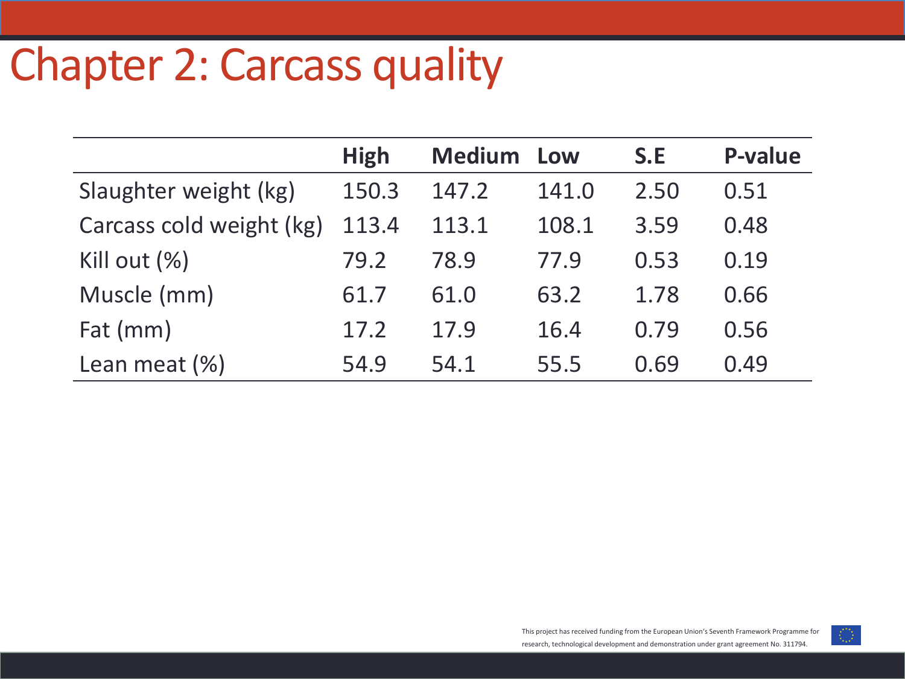# Chapter 2: Carcass quality

| | High | Medium | Low | S.E | P-value |
|---|---|---|---|---|---|
| Slaughter weight (kg) | 150.3 | 147.2 | 141.0 | 2.50 | 0.51 |
| Carcass cold weight (kg) | 113.4 | 113.1 | 108.1 | 3.59 | 0.48 |
| Kill out (%) | 79.2 | 78.9 | 77.9 | 0.53 | 0.19 |
| Muscle (mm) | 61.7 | 61.0 | 63.2 | 1.78 | 0.66 |
| Fat (mm) | 17.2 | 17.9 | 16.4 | 0.79 | 0.56 |
| Lean meat (%) | 54.9 | 54.1 | 55.5 | 0.69 | 0.49 |

This project has received funding from the European Union's Seventh Framework Programme for research, technological development and demonstration under grant agreement No. 311794.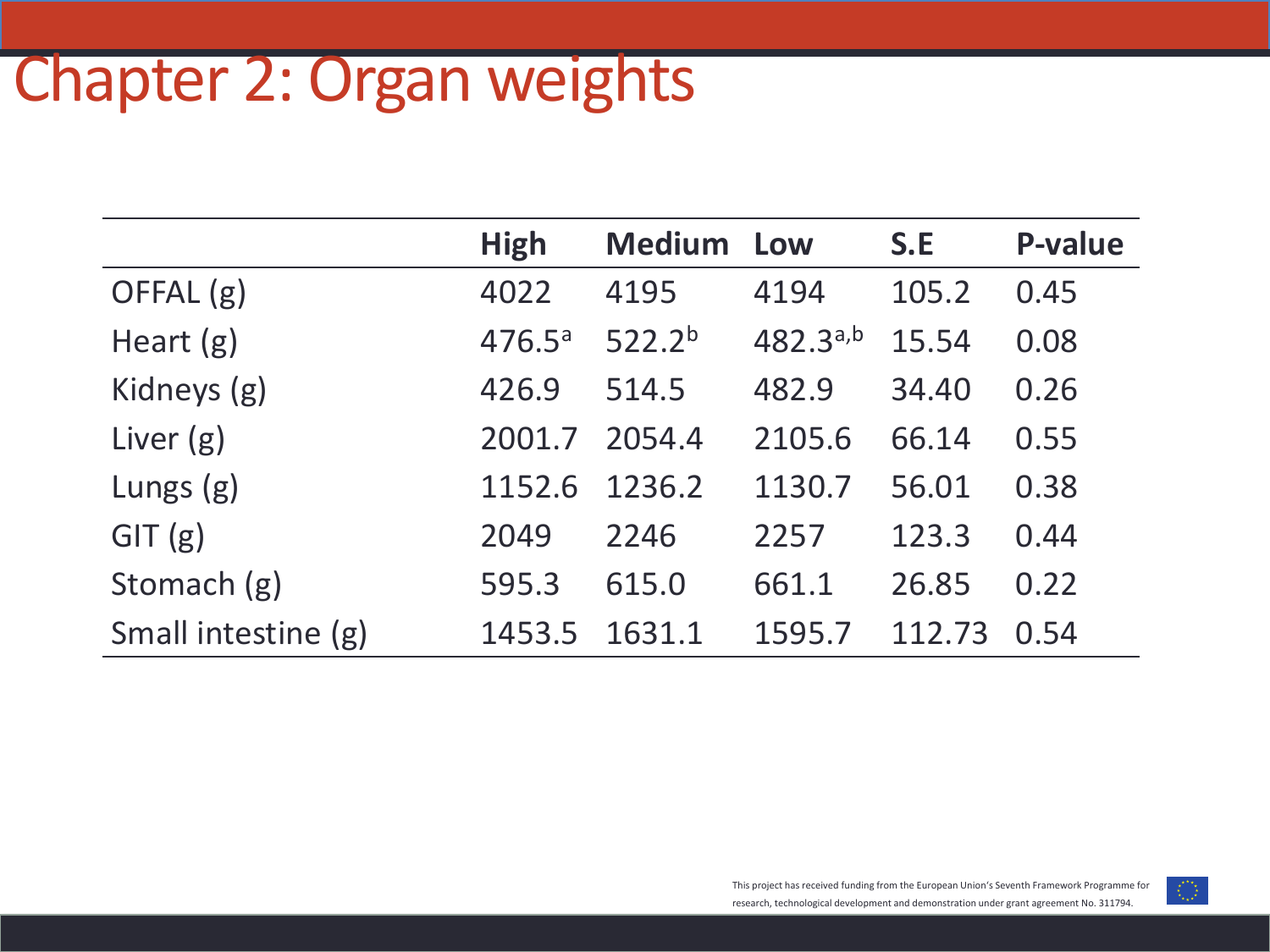# Chapter 2: Organ weights

| | High | Medium | Low | S.E | P-value |
|---|---|---|---|---|---|
| OFFAL (g) | 4022 | 4195 | 4194 | 105.2 | 0.45 |
| Heart (g) | 476.5[a] | 522.2[b] | 482.3[a,b] | 15.54 | 0.08 |
| Kidneys (g) | 426.9 | 514.5 | 482.9 | 34.40 | 0.26 |
| Liver (g) | 2001.7 | 2054.4 | 2105.6 | 66.14 | 0.55 |
| Lungs (g) | 1152.6 | 1236.2 | 1130.7 | 56.01 | 0.38 |
| GIT (g) | 2049 | 2246 | 2257 | 123.3 | 0.44 |
| Stomach (g) | 595.3 | 615.0 | 661.1 | 26.85 | 0.22 |
| Small intestine (g) | 1453.5 | 1631.1 | 1595.7 | 112.73 | 0.54 |

This project has received funding from the European Union's Seventh Framework Programme for research, technological development and demonstration under grant agreement No. 311794.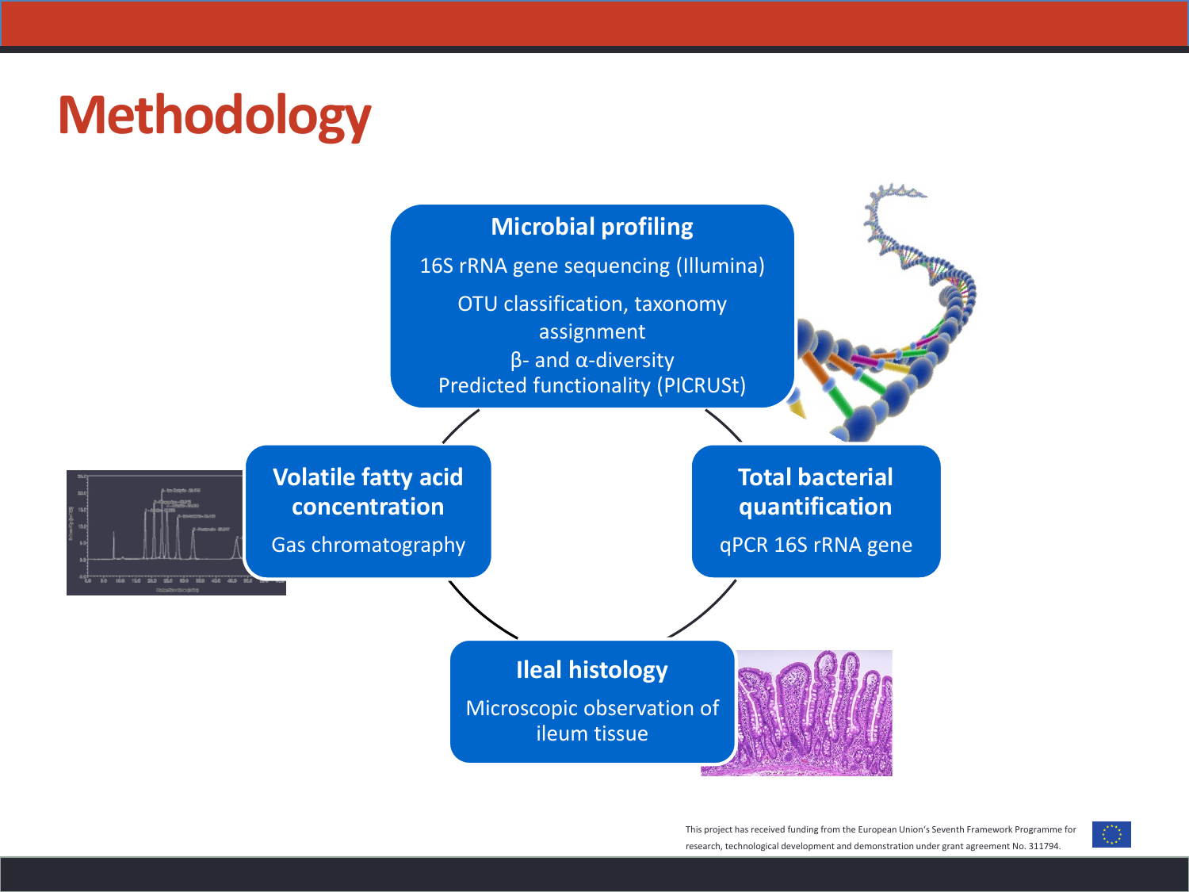# Methodology

**Microbial profiling**

16S rRNA gene sequencing (Illumina)

OTU classification, taxonomy assignment

β- and α-diversity

Predicted functionality (PICRUSt)

**Volatile fatty acid concentration**

Gas chromatography

**Total bacterial quantification**

qPCR 16S rRNA gene

**Ileal histology**

Microscopic observation of ileum tissue

This project has received funding from the European Union's Seventh Framework Programme for research, technological development and demonstration under grant agreement No. 311794.